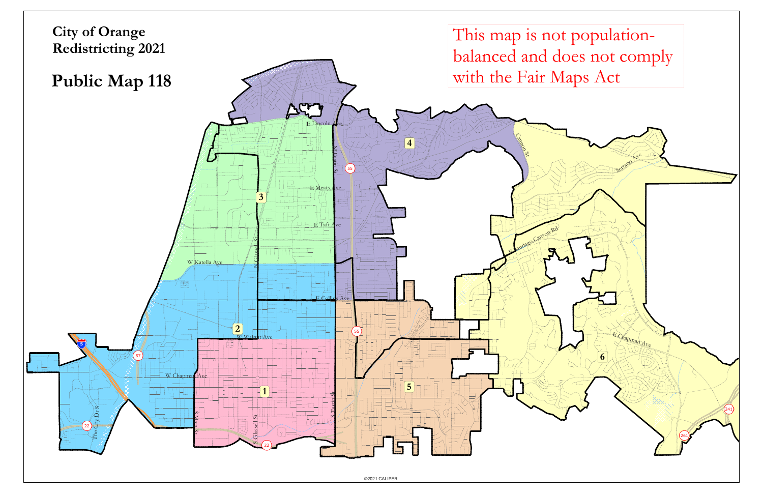# City of Orange Redistricting 2021

## Public Map 118

This map is not population-balanced and does not comply with the Fair Maps Act

©2021 CALIPER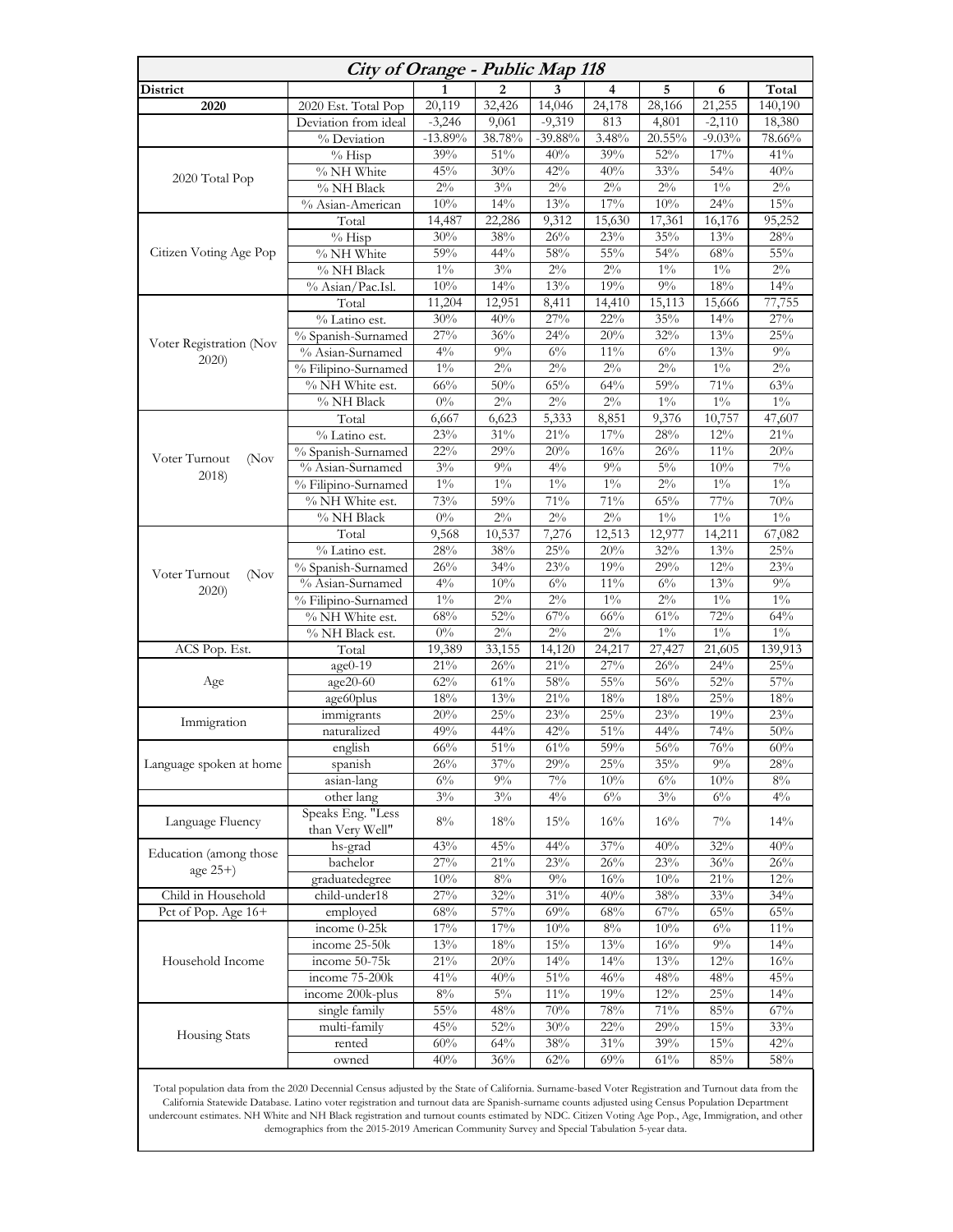# City of Orange - Public Map 118

| District | | 1 | 2 | 3 | 4 | 5 | 6 | Total |
|---|---|---|---|---|---|---|---|---|
| 2020 | 2020 Est. Total Pop | 20,119 | 32,426 | 14,046 | 24,178 | 28,166 | 21,255 | 140,190 |
| | Deviation from ideal | -3,246 | 9,061 | -9,319 | 813 | 4,801 | -2,110 | 18,380 |
| | % Deviation | -13.89% | 38.78% | -39.88% | 3.48% | 20.55% | -9.03% | 78.66% |
| 2020 Total Pop | % Hisp | 39% | 51% | 40% | 39% | 52% | 17% | 41% |
| | % NH White | 45% | 30% | 42% | 40% | 33% | 54% | 40% |
| | % NH Black | 2% | 3% | 2% | 2% | 2% | 1% | 2% |
| | % Asian-American | 10% | 14% | 13% | 17% | 10% | 24% | 15% |
| Citizen Voting Age Pop | Total | 14,487 | 22,286 | 9,312 | 15,630 | 17,361 | 16,176 | 95,252 |
| | % Hisp | 30% | 38% | 26% | 23% | 35% | 13% | 28% |
| | % NH White | 59% | 44% | 58% | 55% | 54% | 68% | 55% |
| | % NH Black | 1% | 3% | 2% | 2% | 1% | 1% | 2% |
| | % Asian/Pac.Isl. | 10% | 14% | 13% | 19% | 9% | 18% | 14% |
| Voter Registration (Nov 2020) | Total | 11,204 | 12,951 | 8,411 | 14,410 | 15,113 | 15,666 | 77,755 |
| | % Latino est. | 30% | 40% | 27% | 22% | 35% | 14% | 27% |
| | % Spanish-Surnamed | 27% | 36% | 24% | 20% | 32% | 13% | 25% |
| | % Asian-Surnamed | 4% | 9% | 6% | 11% | 6% | 13% | 9% |
| | % Filipino-Surnamed | 1% | 2% | 2% | 2% | 2% | 1% | 2% |
| | % NH White est. | 66% | 50% | 65% | 64% | 59% | 71% | 63% |
| | % NH Black | 0% | 2% | 2% | 2% | 1% | 1% | 1% |
| Voter Turnout (Nov 2018) | Total | 6,667 | 6,623 | 5,333 | 8,851 | 9,376 | 10,757 | 47,607 |
| | % Latino est. | 23% | 31% | 21% | 17% | 28% | 12% | 21% |
| | % Spanish-Surnamed | 22% | 29% | 20% | 16% | 26% | 11% | 20% |
| | % Asian-Surnamed | 3% | 9% | 4% | 9% | 5% | 10% | 7% |
| | % Filipino-Surnamed | 1% | 1% | 1% | 1% | 2% | 1% | 1% |
| | % NH White est. | 73% | 59% | 71% | 71% | 65% | 77% | 70% |
| | % NH Black | 0% | 2% | 2% | 2% | 1% | 1% | 1% |
| Voter Turnout (Nov 2020) | Total | 9,568 | 10,537 | 7,276 | 12,513 | 12,977 | 14,211 | 67,082 |
| | % Latino est. | 28% | 38% | 25% | 20% | 32% | 13% | 25% |
| | % Spanish-Surnamed | 26% | 34% | 23% | 19% | 29% | 12% | 23% |
| | % Asian-Surnamed | 4% | 10% | 6% | 11% | 6% | 13% | 9% |
| | % Filipino-Surnamed | 1% | 2% | 2% | 1% | 2% | 1% | 1% |
| | % NH White est. | 68% | 52% | 67% | 66% | 61% | 72% | 64% |
| | % NH Black est. | 0% | 2% | 2% | 2% | 1% | 1% | 1% |
| ACS Pop. Est. | Total | 19,389 | 33,155 | 14,120 | 24,217 | 27,427 | 21,605 | 139,913 |
| Age | age0-19 | 21% | 26% | 21% | 27% | 26% | 24% | 25% |
| | age20-60 | 62% | 61% | 58% | 55% | 56% | 52% | 57% |
| | age60plus | 18% | 13% | 21% | 18% | 18% | 25% | 18% |
| Immigration | immigrants | 20% | 25% | 23% | 25% | 23% | 19% | 23% |
| | naturalized | 49% | 44% | 42% | 51% | 44% | 74% | 50% |
| Language spoken at home | english | 66% | 51% | 61% | 59% | 56% | 76% | 60% |
| | spanish | 26% | 37% | 29% | 25% | 35% | 9% | 28% |
| | asian-lang | 6% | 9% | 7% | 10% | 6% | 10% | 8% |
| | other lang | 3% | 3% | 4% | 6% | 3% | 6% | 4% |
| Language Fluency | Speaks Eng. "Less than Very Well" | 8% | 18% | 15% | 16% | 16% | 7% | 14% |
| Education (among those age 25+) | hs-grad | 43% | 45% | 44% | 37% | 40% | 32% | 40% |
| | bachelor | 27% | 21% | 23% | 26% | 23% | 36% | 26% |
| | graduatedegree | 10% | 8% | 9% | 16% | 10% | 21% | 12% |
| Child in Household | child-under18 | 27% | 32% | 31% | 40% | 38% | 33% | 34% |
| Pct of Pop. Age 16+ | employed | 68% | 57% | 69% | 68% | 67% | 65% | 65% |
| Household Income | income 0-25k | 17% | 17% | 10% | 8% | 10% | 6% | 11% |
| | income 25-50k | 13% | 18% | 15% | 13% | 16% | 9% | 14% |
| | income 50-75k | 21% | 20% | 14% | 14% | 13% | 12% | 16% |
| | income 75-200k | 41% | 40% | 51% | 46% | 48% | 48% | 45% |
| | income 200k-plus | 8% | 5% | 11% | 19% | 12% | 25% | 14% |
| Housing Stats | single family | 55% | 48% | 70% | 78% | 71% | 85% | 67% |
| | multi-family | 45% | 52% | 30% | 22% | 29% | 15% | 33% |
| | rented | 60% | 64% | 38% | 31% | 39% | 15% | 42% |
| | owned | 40% | 36% | 62% | 69% | 61% | 85% | 58% |

Total population data from the 2020 Decennial Census adjusted by the State of California. Surname-based Voter Registration and Turnout data from the California Statewide Database. Latino voter registration and turnout data are Spanish-surname counts adjusted using Census Population Department undercount estimates. NH White and NH Black registration and turnout counts estimated by NDC. Citizen Voting Age Pop., Age, Immigration, and other demographics from the 2015-2019 American Community Survey and Special Tabulation 5-year data.